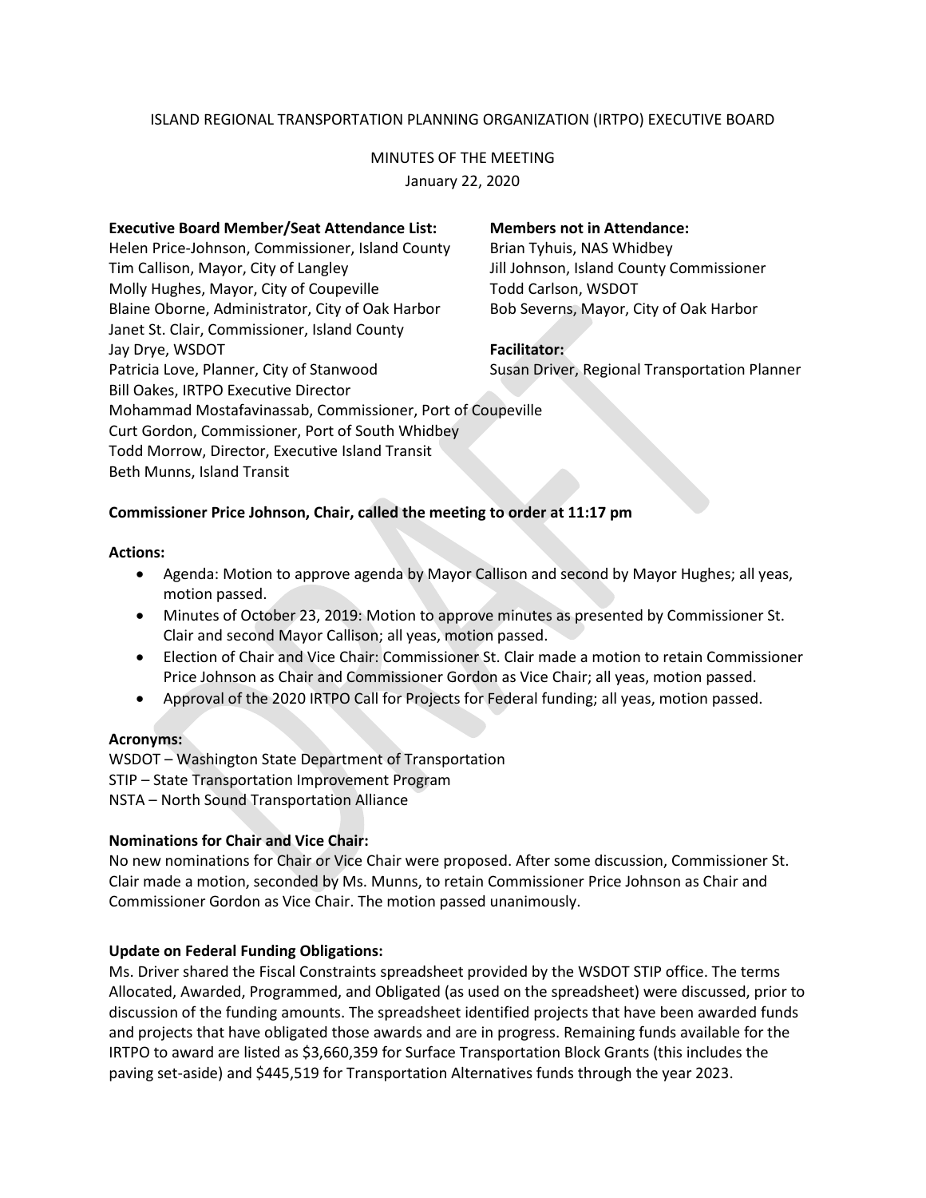ISLAND REGIONAL TRANSPORTATION PLANNING ORGANIZATION (IRTPO) EXECUTIVE BOARD

MINUTES OF THE MEETING
January 22, 2020

**Executive Board Member/Seat Attendance List:**
Helen Price-Johnson, Commissioner, Island County
Tim Callison, Mayor, City of Langley
Molly Hughes, Mayor, City of Coupeville
Blaine Oborne, Administrator, City of Oak Harbor
Janet St. Clair, Commissioner, Island County
Jay Drye, WSDOT
Patricia Love, Planner, City of Stanwood
Bill Oakes, IRTPO Executive Director
Mohammad Mostafavinassab, Commissioner, Port of Coupeville
Curt Gordon, Commissioner, Port of South Whidbey
Todd Morrow, Director, Executive Island Transit
Beth Munns, Island Transit

**Members not in Attendance:**
Brian Tyhuis, NAS Whidbey
Jill Johnson, Island County Commissioner
Todd Carlson, WSDOT
Bob Severns, Mayor, City of Oak Harbor

**Facilitator:**
Susan Driver, Regional Transportation Planner

**Commissioner Price Johnson, Chair, called the meeting to order at 11:17 pm**

**Actions:**

- Agenda: Motion to approve agenda by Mayor Callison and second by Mayor Hughes; all yeas, motion passed.
- Minutes of October 23, 2019: Motion to approve minutes as presented by Commissioner St. Clair and second Mayor Callison; all yeas, motion passed.
- Election of Chair and Vice Chair: Commissioner St. Clair made a motion to retain Commissioner Price Johnson as Chair and Commissioner Gordon as Vice Chair; all yeas, motion passed.
- Approval of the 2020 IRTPO Call for Projects for Federal funding; all yeas, motion passed.

**Acronyms:**
WSDOT – Washington State Department of Transportation
STIP – State Transportation Improvement Program
NSTA – North Sound Transportation Alliance

**Nominations for Chair and Vice Chair:**
No new nominations for Chair or Vice Chair were proposed. After some discussion, Commissioner St. Clair made a motion, seconded by Ms. Munns, to retain Commissioner Price Johnson as Chair and Commissioner Gordon as Vice Chair. The motion passed unanimously.

**Update on Federal Funding Obligations:**
Ms. Driver shared the Fiscal Constraints spreadsheet provided by the WSDOT STIP office. The terms Allocated, Awarded, Programmed, and Obligated (as used on the spreadsheet) were discussed, prior to discussion of the funding amounts. The spreadsheet identified projects that have been awarded funds and projects that have obligated those awards and are in progress. Remaining funds available for the IRTPO to award are listed as $3,660,359 for Surface Transportation Block Grants (this includes the paving set-aside) and $445,519 for Transportation Alternatives funds through the year 2023.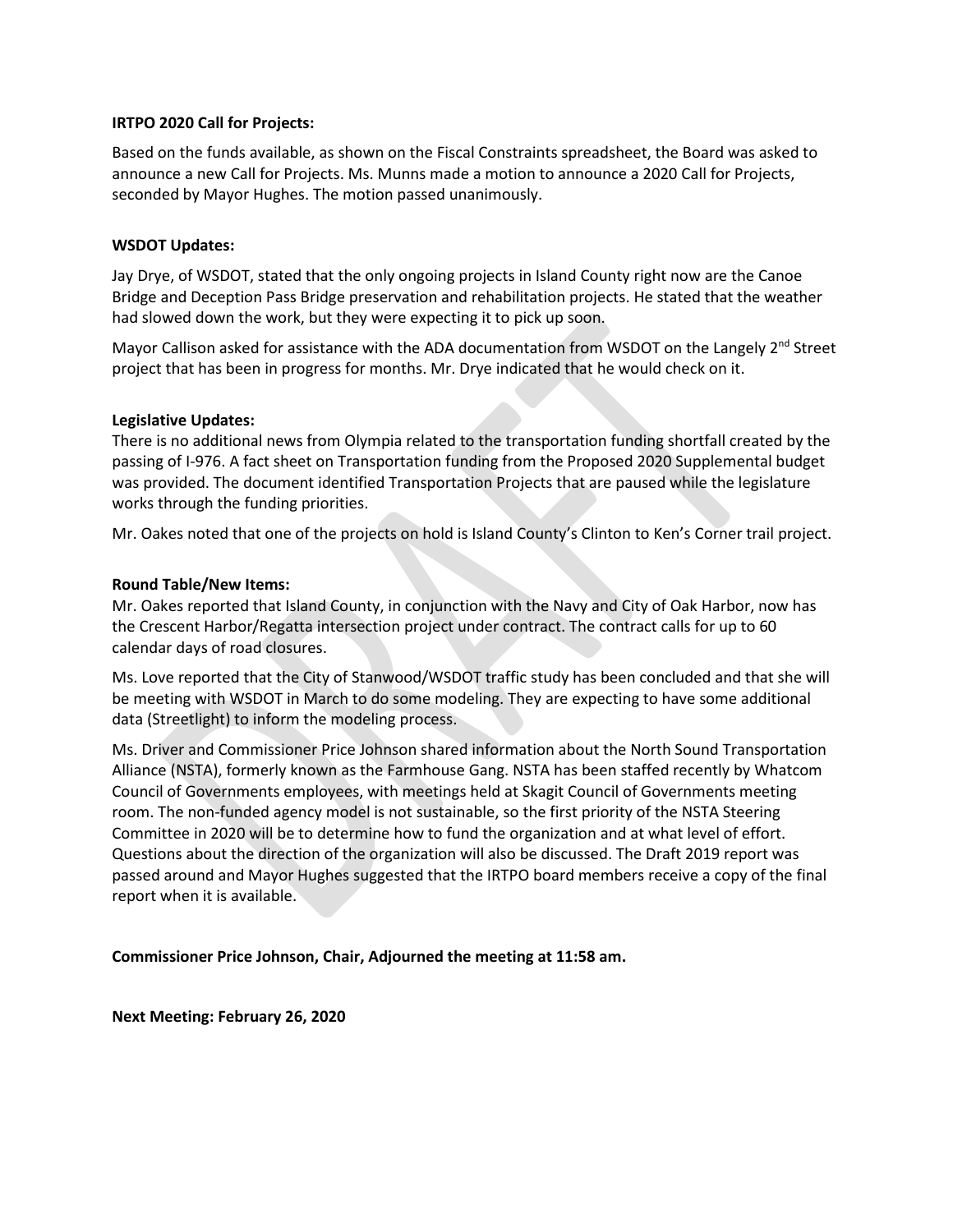**IRTPO 2020 Call for Projects:**

Based on the funds available, as shown on the Fiscal Constraints spreadsheet, the Board was asked to announce a new Call for Projects. Ms. Munns made a motion to announce a 2020 Call for Projects, seconded by Mayor Hughes. The motion passed unanimously.

**WSDOT Updates:**

Jay Drye, of WSDOT, stated that the only ongoing projects in Island County right now are the Canoe Bridge and Deception Pass Bridge preservation and rehabilitation projects. He stated that the weather had slowed down the work, but they were expecting it to pick up soon.

Mayor Callison asked for assistance with the ADA documentation from WSDOT on the Langely 2nd Street project that has been in progress for months. Mr. Drye indicated that he would check on it.

**Legislative Updates:**

There is no additional news from Olympia related to the transportation funding shortfall created by the passing of I-976. A fact sheet on Transportation funding from the Proposed 2020 Supplemental budget was provided. The document identified Transportation Projects that are paused while the legislature works through the funding priorities.

Mr. Oakes noted that one of the projects on hold is Island County's Clinton to Ken's Corner trail project.

**Round Table/New Items:**

Mr. Oakes reported that Island County, in conjunction with the Navy and City of Oak Harbor, now has the Crescent Harbor/Regatta intersection project under contract. The contract calls for up to 60 calendar days of road closures.

Ms. Love reported that the City of Stanwood/WSDOT traffic study has been concluded and that she will be meeting with WSDOT in March to do some modeling. They are expecting to have some additional data (Streetlight) to inform the modeling process.

Ms. Driver and Commissioner Price Johnson shared information about the North Sound Transportation Alliance (NSTA), formerly known as the Farmhouse Gang. NSTA has been staffed recently by Whatcom Council of Governments employees, with meetings held at Skagit Council of Governments meeting room. The non-funded agency model is not sustainable, so the first priority of the NSTA Steering Committee in 2020 will be to determine how to fund the organization and at what level of effort. Questions about the direction of the organization will also be discussed. The Draft 2019 report was passed around and Mayor Hughes suggested that the IRTPO board members receive a copy of the final report when it is available.

**Commissioner Price Johnson, Chair, Adjourned the meeting at 11:58 am.**

**Next Meeting: February 26, 2020**